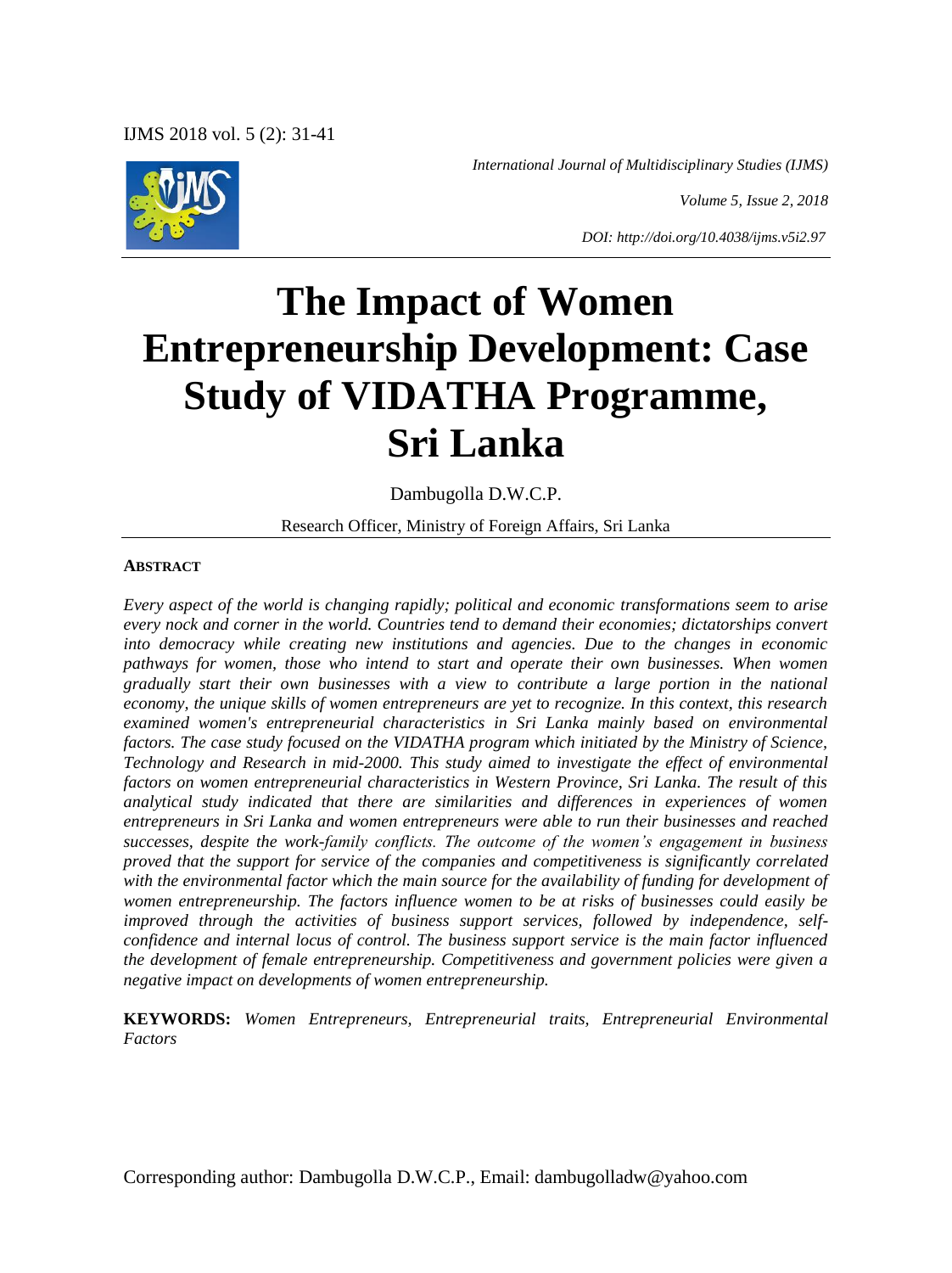# The Impact of Women Entrepreneurship Development: Case Study of VIDATHA Programme, Sri Lanka

Dambugolla D.W.C.P.

Research Officer, Ministry of Foreign Affairs, Sri Lanka

**ABSTRACT**

*Every aspect of the world is changing rapidly; political and economic transformations seem to arise every nock and corner in the world. Countries tend to demand their economies; dictatorships convert into democracy while creating new institutions and agencies. Due to the changes in economic pathways for women, those who intend to start and operate their own businesses. When women gradually start their own businesses with a view to contribute a large portion in the national economy, the unique skills of women entrepreneurs are yet to recognize. In this context, this research examined women's entrepreneurial characteristics in Sri Lanka mainly based on environmental factors. The case study focused on the VIDATHA program which initiated by the Ministry of Science, Technology and Research in mid-2000. This study aimed to investigate the effect of environmental factors on women entrepreneurial characteristics in Western Province, Sri Lanka. The result of this analytical study indicated that there are similarities and differences in experiences of women entrepreneurs in Sri Lanka and women entrepreneurs were able to run their businesses and reached successes, despite the work-family conflicts. The outcome of the women's engagement in business proved that the support for service of the companies and competitiveness is significantly correlated with the environmental factor which the main source for the availability of funding for development of women entrepreneurship. The factors influence women to be at risks of businesses could easily be improved through the activities of business support services, followed by independence, self-confidence and internal locus of control. The business support service is the main factor influenced the development of female entrepreneurship. Competitiveness and government policies were given a negative impact on developments of women entrepreneurship.*

**KEYWORDS:** *Women Entrepreneurs, Entrepreneurial traits, Entrepreneurial Environmental Factors*

Corresponding author: Dambugolla D.W.C.P., Email: dambugolladw@yahoo.com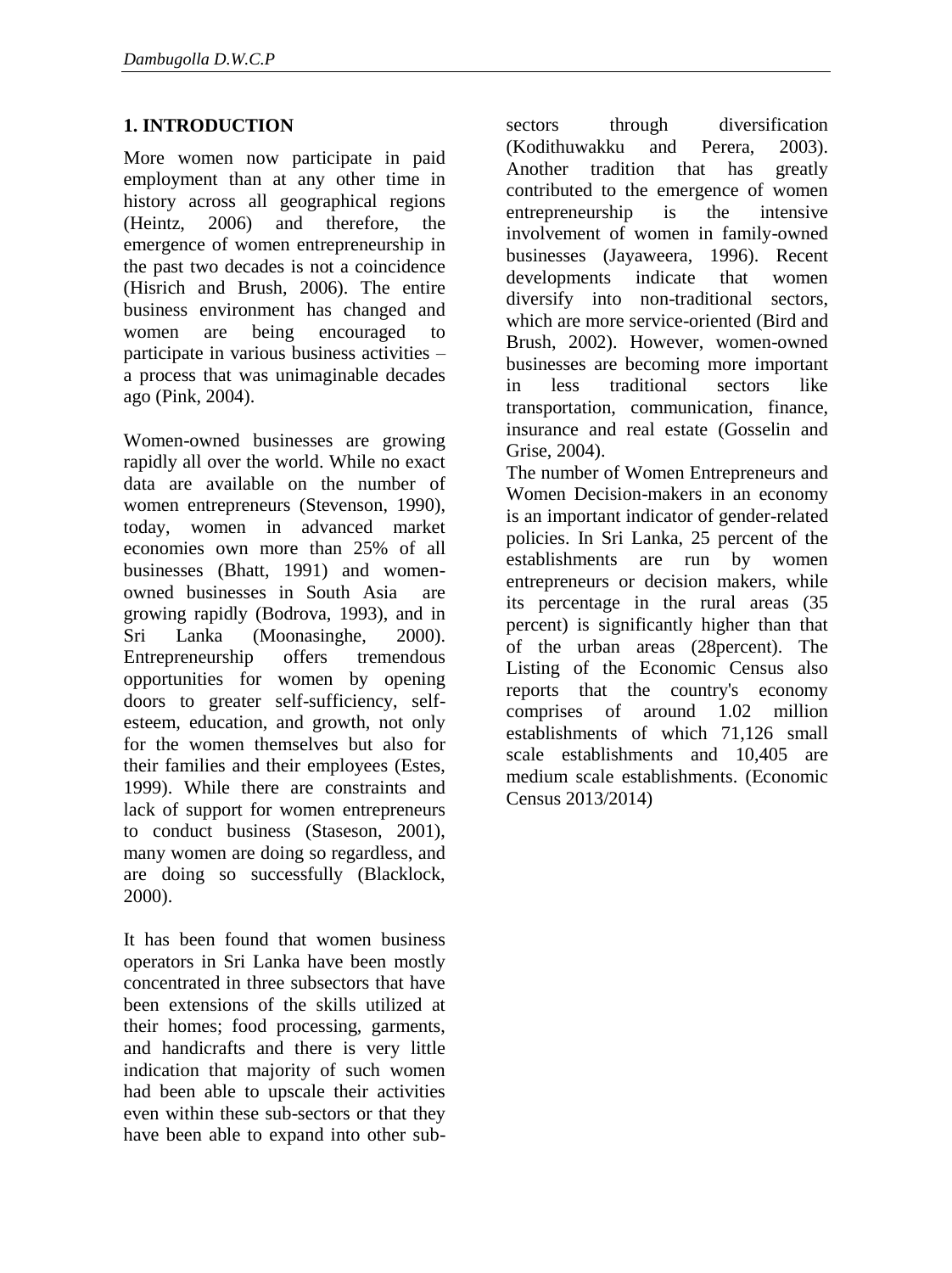## 1. INTRODUCTION

More women now participate in paid employment than at any other time in history across all geographical regions (Heintz, 2006) and therefore, the emergence of women entrepreneurship in the past two decades is not a coincidence (Hisrich and Brush, 2006). The entire business environment has changed and women are being encouraged to participate in various business activities – a process that was unimaginable decades ago (Pink, 2004).

Women-owned businesses are growing rapidly all over the world. While no exact data are available on the number of women entrepreneurs (Stevenson, 1990), today, women in advanced market economies own more than 25% of all businesses (Bhatt, 1991) and women-owned businesses in South Asia are growing rapidly (Bodrova, 1993), and in Sri Lanka (Moonasinghe, 2000). Entrepreneurship offers tremendous opportunities for women by opening doors to greater self-sufficiency, self-esteem, education, and growth, not only for the women themselves but also for their families and their employees (Estes, 1999). While there are constraints and lack of support for women entrepreneurs to conduct business (Staseson, 2001), many women are doing so regardless, and are doing so successfully (Blacklock, 2000).

It has been found that women business operators in Sri Lanka have been mostly concentrated in three subsectors that have been extensions of the skills utilized at their homes; food processing, garments, and handicrafts and there is very little indication that majority of such women had been able to upscale their activities even within these sub-sectors or that they have been able to expand into other sub-sectors through diversification (Kodithuwakku and Perera, 2003). Another tradition that has greatly contributed to the emergence of women entrepreneurship is the intensive involvement of women in family-owned businesses (Jayaweera, 1996). Recent developments indicate that women diversify into non-traditional sectors, which are more service-oriented (Bird and Brush, 2002). However, women-owned businesses are becoming more important in less traditional sectors like transportation, communication, finance, insurance and real estate (Gosselin and Grise, 2004).

The number of Women Entrepreneurs and Women Decision-makers in an economy is an important indicator of gender-related policies. In Sri Lanka, 25 percent of the establishments are run by women entrepreneurs or decision makers, while its percentage in the rural areas (35 percent) is significantly higher than that of the urban areas (28percent). The Listing of the Economic Census also reports that the country's economy comprises of around 1.02 million establishments of which 71,126 small scale establishments and 10,405 are medium scale establishments. (Economic Census 2013/2014)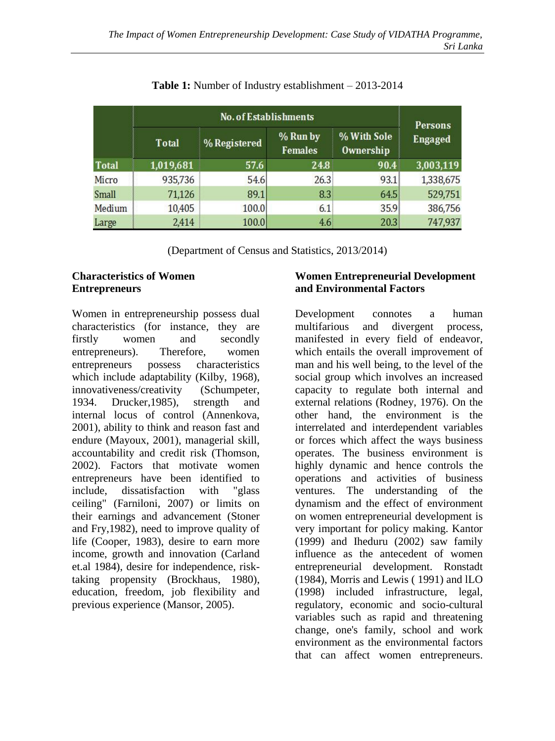**Table 1:** Number of Industry establishment – 2013-2014

| | No. of Establishments | | | | Persons Engaged |
|---|---|---|---|---|---|
| | Total | % Registered | % Run by Females | % With Sole Ownership | |
| **Total** | **1,019,681** | **57.6** | **24.8** | **90.4** | **3,003,119** |
| Micro | 935,736 | 54.6 | 26.3 | 93.1 | 1,338,675 |
| Small | 71,126 | 89.1 | 8.3 | 64.5 | 529,751 |
| Medium | 10,405 | 100.0 | 6.1 | 35.9 | 386,756 |
| Large | 2,414 | 100.0 | 4.6 | 20.3 | 747,937 |

(Department of Census and Statistics, 2013/2014)

## Characteristics of Women Entrepreneurs

Women in entrepreneurship possess dual characteristics (for instance, they are firstly women and secondly entrepreneurs). Therefore, women entrepreneurs possess characteristics which include adaptability (Kilby, 1968), innovativeness/creativity (Schumpeter, 1934. Drucker,1985), strength and internal locus of control (Annenkova, 2001), ability to think and reason fast and endure (Mayoux, 2001), managerial skill, accountability and credit risk (Thomson, 2002). Factors that motivate women entrepreneurs have been identified to include, dissatisfaction with "glass ceiling" (Farniloni, 2007) or limits on their earnings and advancement (Stoner and Fry,1982), need to improve quality of life (Cooper, 1983), desire to earn more income, growth and innovation (Carland et.al 1984), desire for independence, risk-taking propensity (Brockhaus, 1980), education, freedom, job flexibility and previous experience (Mansor, 2005).

## Women Entrepreneurial Development and Environmental Factors

Development connotes a human multifarious and divergent process, manifested in every field of endeavor, which entails the overall improvement of man and his well being, to the level of the social group which involves an increased capacity to regulate both internal and external relations (Rodney, 1976). On the other hand, the environment is the interrelated and interdependent variables or forces which affect the ways business operates. The business environment is highly dynamic and hence controls the operations and activities of business ventures. The understanding of the dynamism and the effect of environment on women entrepreneurial development is very important for policy making. Kantor (1999) and Iheduru (2002) saw family influence as the antecedent of women entrepreneurial development. Ronstadt (1984), Morris and Lewis ( 1991) and lLO (1998) included infrastructure, legal, regulatory, economic and socio-cultural variables such as rapid and threatening change, one's family, school and work environment as the environmental factors that can affect women entrepreneurs.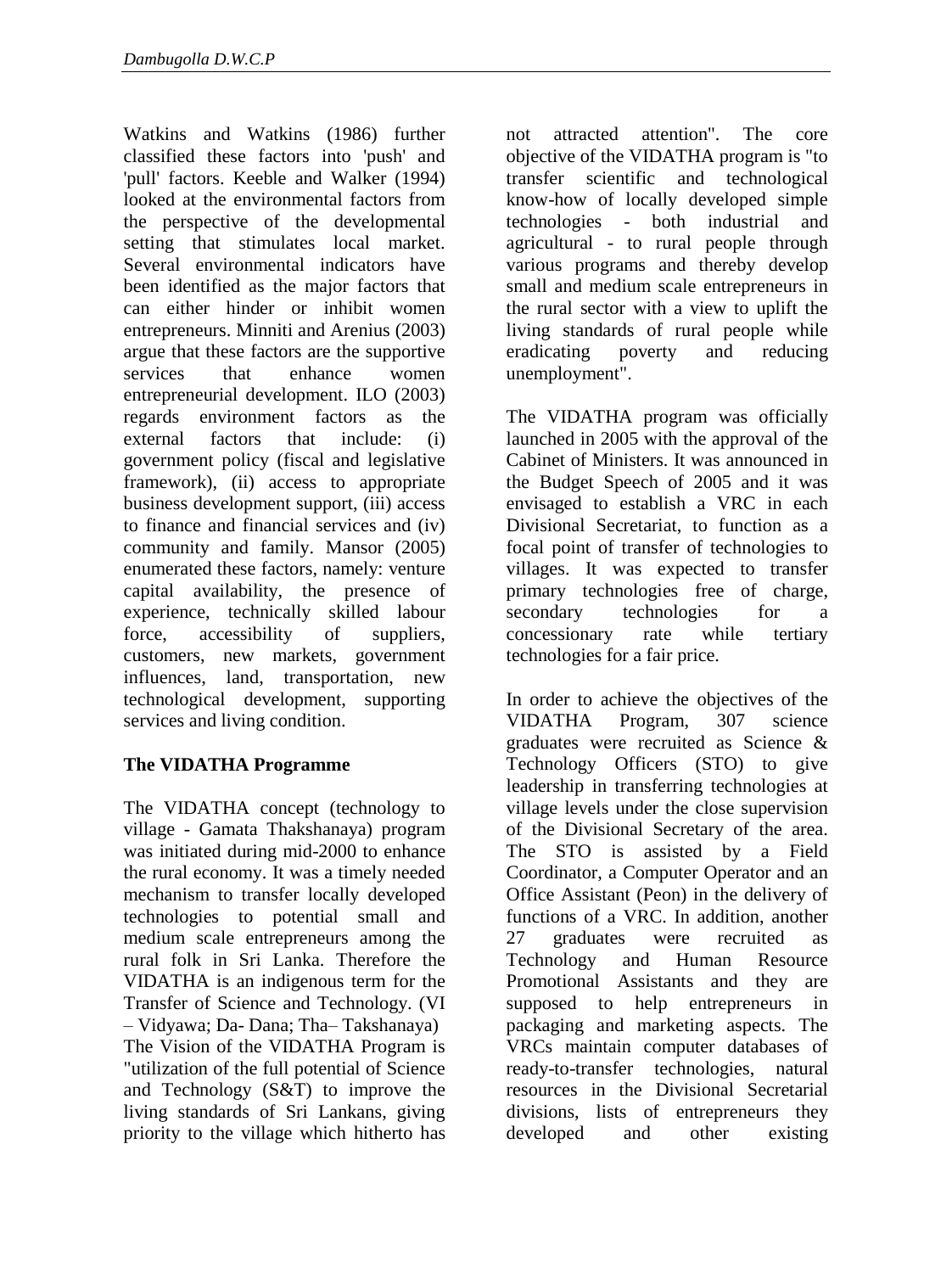Watkins and Watkins (1986) further classified these factors into 'push' and 'pull' factors. Keeble and Walker (1994) looked at the environmental factors from the perspective of the developmental setting that stimulates local market. Several environmental indicators have been identified as the major factors that can either hinder or inhibit women entrepreneurs. Minniti and Arenius (2003) argue that these factors are the supportive services that enhance women entrepreneurial development. ILO (2003) regards environment factors as the external factors that include: (i) government policy (fiscal and legislative framework), (ii) access to appropriate business development support, (iii) access to finance and financial services and (iv) community and family. Mansor (2005) enumerated these factors, namely: venture capital availability, the presence of experience, technically skilled labour force, accessibility of suppliers, customers, new markets, government influences, land, transportation, new technological development, supporting services and living condition.

## The VIDATHA Programme

The VIDATHA concept (technology to village - Gamata Thakshanaya) program was initiated during mid-2000 to enhance the rural economy. It was a timely needed mechanism to transfer locally developed technologies to potential small and medium scale entrepreneurs among the rural folk in Sri Lanka. Therefore the VIDATHA is an indigenous term for the Transfer of Science and Technology. (VI – Vidyawa; Da- Dana; Tha– Takshanaya) The Vision of the VIDATHA Program is "utilization of the full potential of Science and Technology (S&T) to improve the living standards of Sri Lankans, giving priority to the village which hitherto has not attracted attention". The core objective of the VIDATHA program is "to transfer scientific and technological know-how of locally developed simple technologies - both industrial and agricultural - to rural people through various programs and thereby develop small and medium scale entrepreneurs in the rural sector with a view to uplift the living standards of rural people while eradicating poverty and reducing unemployment".

The VIDATHA program was officially launched in 2005 with the approval of the Cabinet of Ministers. It was announced in the Budget Speech of 2005 and it was envisaged to establish a VRC in each Divisional Secretariat, to function as a focal point of transfer of technologies to villages. It was expected to transfer primary technologies free of charge, secondary technologies for a concessionary rate while tertiary technologies for a fair price.

In order to achieve the objectives of the VIDATHA Program, 307 science graduates were recruited as Science & Technology Officers (STO) to give leadership in transferring technologies at village levels under the close supervision of the Divisional Secretary of the area. The STO is assisted by a Field Coordinator, a Computer Operator and an Office Assistant (Peon) in the delivery of functions of a VRC. In addition, another 27 graduates were recruited as Technology and Human Resource Promotional Assistants and they are supposed to help entrepreneurs in packaging and marketing aspects. The VRCs maintain computer databases of ready-to-transfer technologies, natural resources in the Divisional Secretarial divisions, lists of entrepreneurs they developed and other existing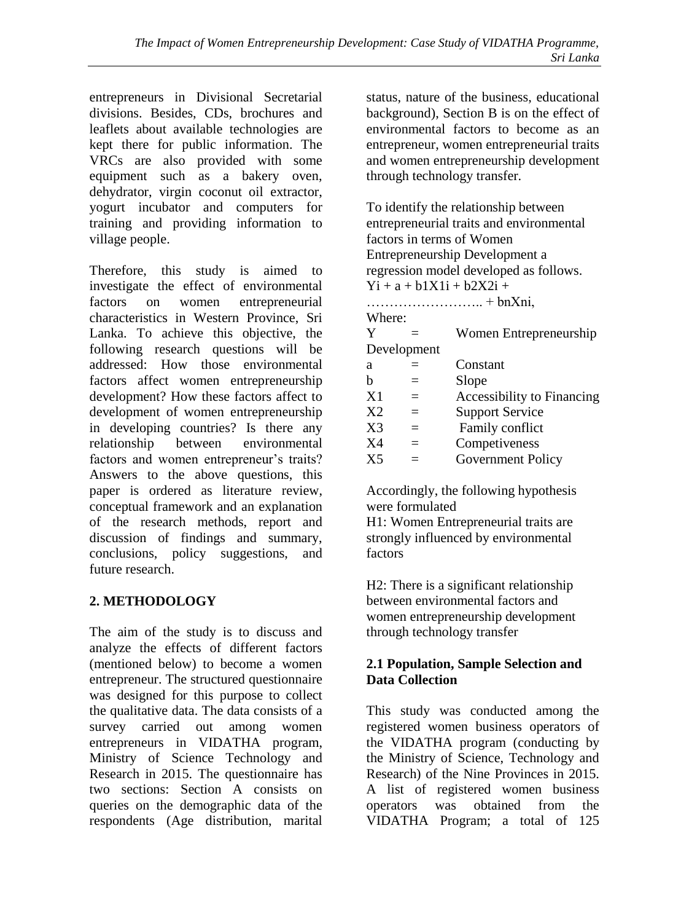entrepreneurs in Divisional Secretarial divisions. Besides, CDs, brochures and leaflets about available technologies are kept there for public information. The VRCs are also provided with some equipment such as a bakery oven, dehydrator, virgin coconut oil extractor, yogurt incubator and computers for training and providing information to village people.

Therefore, this study is aimed to investigate the effect of environmental factors on women entrepreneurial characteristics in Western Province, Sri Lanka. To achieve this objective, the following research questions will be addressed: How those environmental factors affect women entrepreneurship development? How these factors affect to development of women entrepreneurship in developing countries? Is there any relationship between environmental factors and women entrepreneur's traits? Answers to the above questions, this paper is ordered as literature review, conceptual framework and an explanation of the research methods, report and discussion of findings and summary, conclusions, policy suggestions, and future research.

## 2. METHODOLOGY

The aim of the study is to discuss and analyze the effects of different factors (mentioned below) to become a women entrepreneur. The structured questionnaire was designed for this purpose to collect the qualitative data. The data consists of a survey carried out among women entrepreneurs in VIDATHA program, Ministry of Science Technology and Research in 2015. The questionnaire has two sections: Section A consists on queries on the demographic data of the respondents (Age distribution, marital status, nature of the business, educational background), Section B is on the effect of environmental factors to become as an entrepreneur, women entrepreneurial traits and women entrepreneurship development through technology transfer.

To identify the relationship between entrepreneurial traits and environmental factors in terms of Women Entrepreneurship Development a regression model developed as follows.

$$Y_i + a + b_1X_{1i} + b_2X_{2i} + \ldots\ldots\ldots\ldots\ldots\ldots\ldots.. + b_nX_{ni},$$

Where:

- $Y$ = Women Entrepreneurship Development
- $a$ = Constant
- $b$ = Slope
- $X_1$ = Accessibility to Financing
- $X_2$ = Support Service
- $X_3$ = Family conflict
- $X_4$ = Competiveness
- $X_5$ = Government Policy

Accordingly, the following hypothesis were formulated

H1: Women Entrepreneurial traits are strongly influenced by environmental factors

H2: There is a significant relationship between environmental factors and women entrepreneurship development through technology transfer

### 2.1 Population, Sample Selection and Data Collection

This study was conducted among the registered women business operators of the VIDATHA program (conducting by the Ministry of Science, Technology and Research) of the Nine Provinces in 2015. A list of registered women business operators was obtained from the VIDATHA Program; a total of 125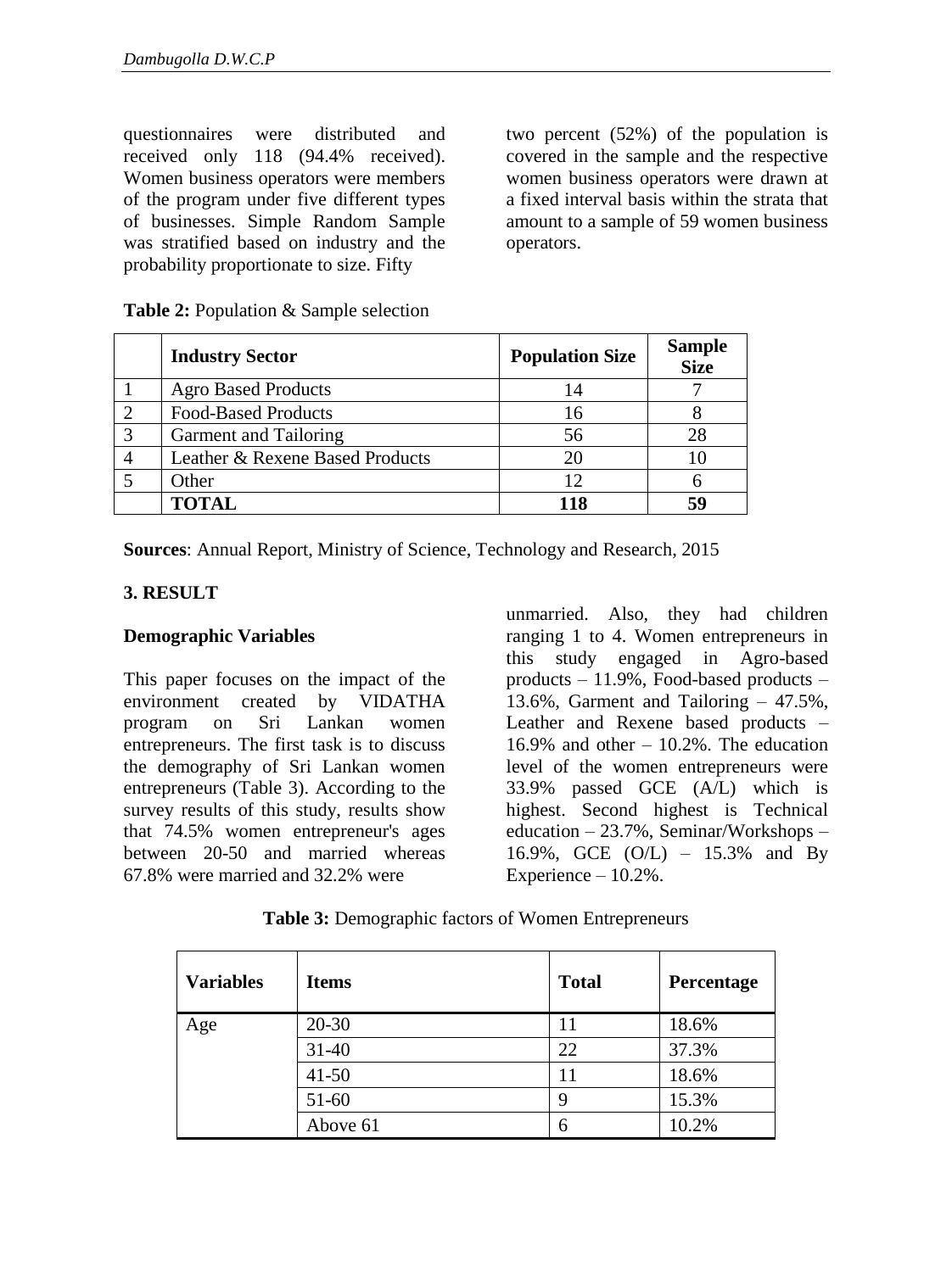questionnaires were distributed and received only 118 (94.4% received). Women business operators were members of the program under five different types of businesses. Simple Random Sample was stratified based on industry and the probability proportionate to size. Fifty two percent (52%) of the population is covered in the sample and the respective women business operators were drawn at a fixed interval basis within the strata that amount to a sample of 59 women business operators.

**Table 2:** Population & Sample selection

| | **Industry Sector** | **Population Size** | **Sample Size** |
|---|---|---|---|
| 1 | Agro Based Products | 14 | 7 |
| 2 | Food-Based Products | 16 | 8 |
| 3 | Garment and Tailoring | 56 | 28 |
| 4 | Leather & Rexene Based Products | 20 | 10 |
| 5 | Other | 12 | 6 |
| | **TOTAL** | **118** | **59** |

**Sources**: Annual Report, Ministry of Science, Technology and Research, 2015

## 3. RESULT

### Demographic Variables

This paper focuses on the impact of the environment created by VIDATHA program on Sri Lankan women entrepreneurs. The first task is to discuss the demography of Sri Lankan women entrepreneurs (Table 3). According to the survey results of this study, results show that 74.5% women entrepreneur's ages between 20-50 and married whereas 67.8% were married and 32.2% were unmarried. Also, they had children ranging 1 to 4. Women entrepreneurs in this study engaged in Agro-based products – 11.9%, Food-based products – 13.6%, Garment and Tailoring – 47.5%, Leather and Rexene based products – 16.9% and other – 10.2%. The education level of the women entrepreneurs were 33.9% passed GCE (A/L) which is highest. Second highest is Technical education – 23.7%, Seminar/Workshops – 16.9%, GCE (O/L) – 15.3% and By Experience – 10.2%.

**Table 3:** Demographic factors of Women Entrepreneurs

| **Variables** | **Items** | **Total** | **Percentage** |
|---|---|---|---|
| Age | 20-30 | 11 | 18.6% |
| | 31-40 | 22 | 37.3% |
| | 41-50 | 11 | 18.6% |
| | 51-60 | 9 | 15.3% |
| | Above 61 | 6 | 10.2% |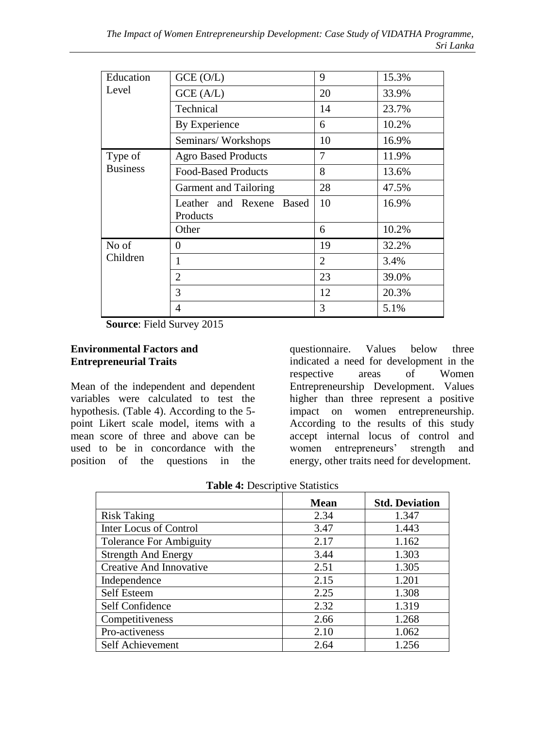| Education Level | GCE (O/L) | 9 | 15.3% |
|---|---|---|---|
| | GCE (A/L) | 20 | 33.9% |
| | Technical | 14 | 23.7% |
| | By Experience | 6 | 10.2% |
| | Seminars/ Workshops | 10 | 16.9% |
| Type of Business | Agro Based Products | 7 | 11.9% |
| | Food-Based Products | 8 | 13.6% |
| | Garment and Tailoring | 28 | 47.5% |
| | Leather and Rexene Based Products | 10 | 16.9% |
| | Other | 6 | 10.2% |
| No of Children | 0 | 19 | 32.2% |
| | 1 | 2 | 3.4% |
| | 2 | 23 | 39.0% |
| | 3 | 12 | 20.3% |
| | 4 | 3 | 5.1% |

**Source**: Field Survey 2015

**Environmental Factors and Entrepreneurial Traits**

Mean of the independent and dependent variables were calculated to test the hypothesis. (Table 4). According to the 5-point Likert scale model, items with a mean score of three and above can be used to be in concordance with the position of the questions in the questionnaire. Values below three indicated a need for development in the respective areas of Women Entrepreneurship Development. Values higher than three represent a positive impact on women entrepreneurship. According to the results of this study accept internal locus of control and women entrepreneurs' strength and energy, other traits need for development.

**Table 4:** Descriptive Statistics

| | Mean | Std. Deviation |
|---|---|---|
| Risk Taking | 2.34 | 1.347 |
| Inter Locus of Control | 3.47 | 1.443 |
| Tolerance For Ambiguity | 2.17 | 1.162 |
| Strength And Energy | 3.44 | 1.303 |
| Creative And Innovative | 2.51 | 1.305 |
| Independence | 2.15 | 1.201 |
| Self Esteem | 2.25 | 1.308 |
| Self Confidence | 2.32 | 1.319 |
| Competitiveness | 2.66 | 1.268 |
| Pro-activeness | 2.10 | 1.062 |
| Self Achievement | 2.64 | 1.256 |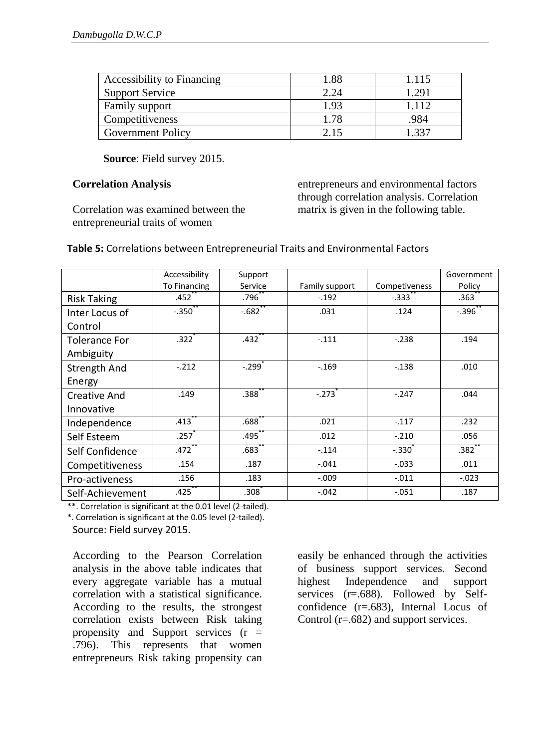| Accessibility to Financing | 1.88 | 1.115 |
|---|---|---|
| Support Service | 2.24 | 1.291 |
| Family support | 1.93 | 1.112 |
| Competitiveness | 1.78 | .984 |
| Government Policy | 2.15 | 1.337 |

**Source**: Field survey 2015.

**Correlation Analysis**

Correlation was examined between the entrepreneurial traits of women entrepreneurs and environmental factors through correlation analysis. Correlation matrix is given in the following table.

**Table 5:** Correlations between Entrepreneurial Traits and Environmental Factors

| | Accessibility To Financing | Support Service | Family support | Competeviness | Government Policy |
|---|---|---|---|---|---|
| Risk Taking | .452** | .796** | -.192 | -.333** | .363** |
| Inter Locus of Control | -.350** | -.682** | .031 | .124 | -.396** |
| Tolerance For Ambiguity | .322* | .432** | -.111 | -.238 | .194 |
| Strength And Energy | -.212 | -.299* | -.169 | -.138 | .010 |
| Creative And Innovative | .149 | .388** | -.273* | -.247 | .044 |
| Independence | .413** | .688** | .021 | -.117 | .232 |
| Self Esteem | .257* | .495** | .012 | -.210 | .056 |
| Self Confidence | .472** | .683** | -.114 | -.330* | .382** |
| Competitiveness | .154 | .187 | -.041 | -.033 | .011 |
| Pro-activeness | .156 | .183 | -.009 | -.011 | -.023 |
| Self-Achievement | .425** | .308* | -.042 | -.051 | .187 |

**. Correlation is significant at the 0.01 level (2-tailed).

*. Correlation is significant at the 0.05 level (2-tailed).

Source: Field survey 2015.

According to the Pearson Correlation analysis in the above table indicates that every aggregate variable has a mutual correlation with a statistical significance. According to the results, the strongest correlation exists between Risk taking propensity and Support services (r = .796). This represents that women entrepreneurs Risk taking propensity can easily be enhanced through the activities of business support services. Second highest Independence and support services (r=.688). Followed by Self-confidence (r=.683), Internal Locus of Control (r=.682) and support services.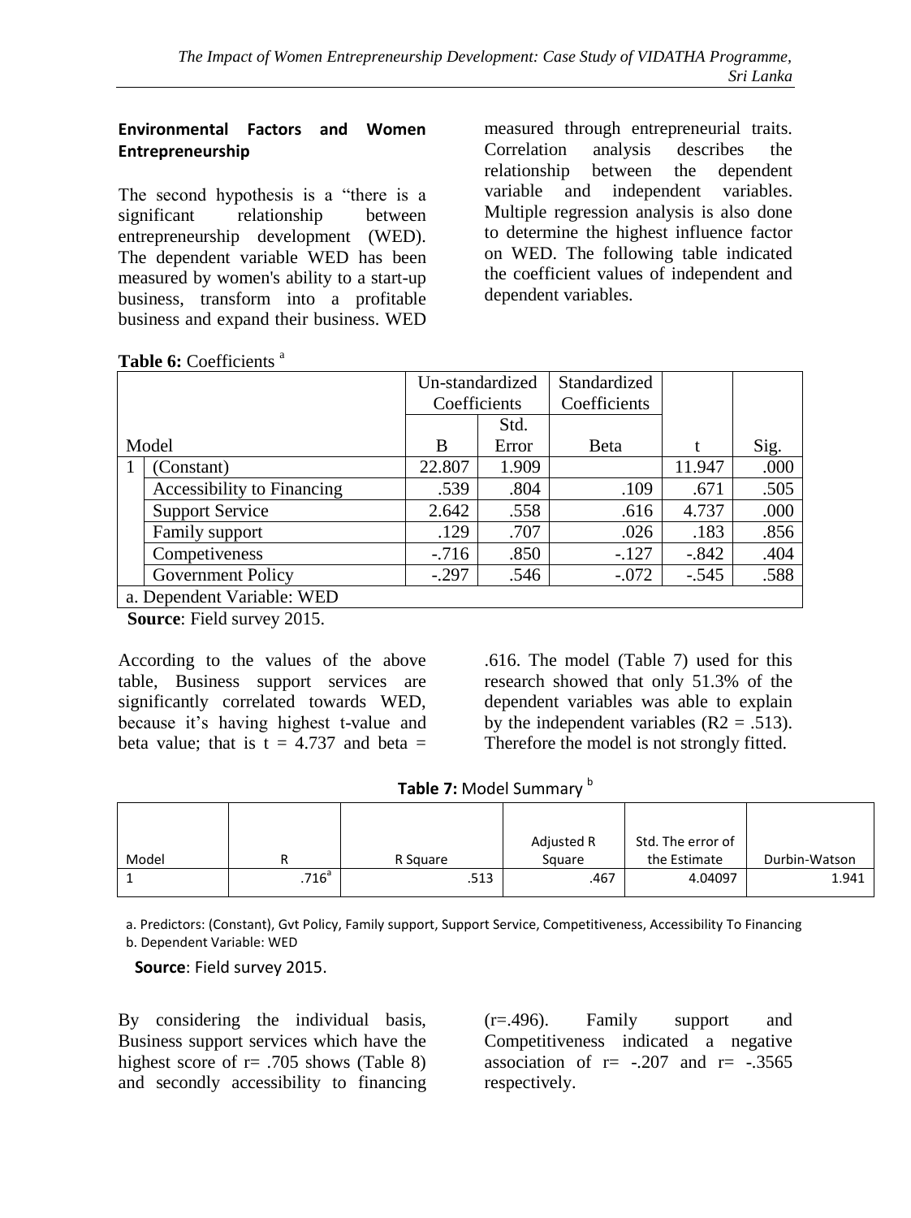### Environmental Factors and Women Entrepreneurship

The second hypothesis is a "there is a significant relationship between entrepreneurship development (WED). The dependent variable WED has been measured by women's ability to a start-up business, transform into a profitable business and expand their business. WED measured through entrepreneurial traits. Correlation analysis describes the relationship between the dependent variable and independent variables. Multiple regression analysis is also done to determine the highest influence factor on WED. The following table indicated the coefficient values of independent and dependent variables.

**Table 6:** Coefficients [a]

| Model | | Un-standardized Coefficients | | Standardized Coefficients | t | Sig. |
|---|---|---|---|---|---|---|
| | | B | Std. Error | Beta | | |
| 1 | (Constant) | 22.807 | 1.909 | | 11.947 | .000 |
| | Accessibility to Financing | .539 | .804 | .109 | .671 | .505 |
| | Support Service | 2.642 | .558 | .616 | 4.737 | .000 |
| | Family support | .129 | .707 | .026 | .183 | .856 |
| | Competiveness | -.716 | .850 | -.127 | -.842 | .404 |
| | Government Policy | -.297 | .546 | -.072 | -.545 | .588 |

a. Dependent Variable: WED

**Source**: Field survey 2015.

According to the values of the above table, Business support services are significantly correlated towards WED, because it's having highest t-value and beta value; that is t = 4.737 and beta = .616. The model (Table 7) used for this research showed that only 51.3% of the dependent variables was able to explain by the independent variables ($R2 = .513$). Therefore the model is not strongly fitted.

**Table 7:** Model Summary [b]

| Model | R | R Square | Adjusted R Square | Std. The error of the Estimate | Durbin-Watson |
|---|---|---|---|---|---|
| 1 | .716[a] | .513 | .467 | 4.04097 | 1.941 |

a. Predictors: (Constant), Gvt Policy, Family support, Support Service, Competitiveness, Accessibility To Financing
b. Dependent Variable: WED

**Source**: Field survey 2015.

By considering the individual basis, Business support services which have the highest score of r= .705 shows (Table 8) and secondly accessibility to financing (r=.496). Family support and Competitiveness indicated a negative association of r= -.207 and r= -.3565 respectively.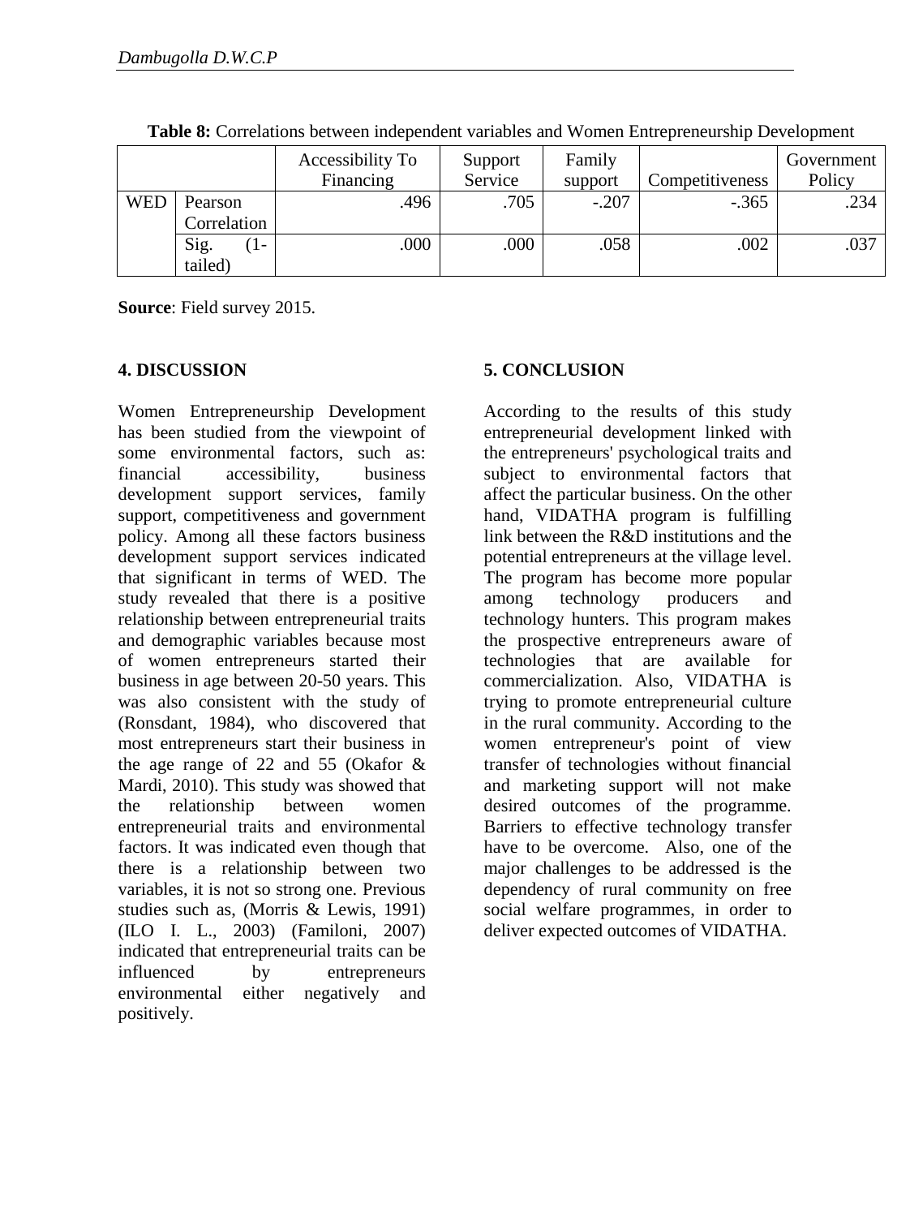**Table 8:** Correlations between independent variables and Women Entrepreneurship Development

| | | Accessibility To Financing | Support Service | Family support | Competitiveness | Government Policy |
|---|---|---|---|---|---|---|
| WED | Pearson Correlation | .496 | .705 | -.207 | -.365 | .234 |
| | Sig. (1-tailed) | .000 | .000 | .058 | .002 | .037 |

**Source**: Field survey 2015.

## 4. DISCUSSION

Women Entrepreneurship Development has been studied from the viewpoint of some environmental factors, such as: financial accessibility, business development support services, family support, competitiveness and government policy. Among all these factors business development support services indicated that significant in terms of WED. The study revealed that there is a positive relationship between entrepreneurial traits and demographic variables because most of women entrepreneurs started their business in age between 20-50 years. This was also consistent with the study of (Ronsdant, 1984), who discovered that most entrepreneurs start their business in the age range of 22 and 55 (Okafor & Mardi, 2010). This study was showed that the relationship between women entrepreneurial traits and environmental factors. It was indicated even though that there is a relationship between two variables, it is not so strong one. Previous studies such as, (Morris & Lewis, 1991) (ILO I. L., 2003) (Familoni, 2007) indicated that entrepreneurial traits can be influenced by entrepreneurs environmental either negatively and positively.

## 5. CONCLUSION

According to the results of this study entrepreneurial development linked with the entrepreneurs' psychological traits and subject to environmental factors that affect the particular business. On the other hand, VIDATHA program is fulfilling link between the R&D institutions and the potential entrepreneurs at the village level. The program has become more popular among technology producers and technology hunters. This program makes the prospective entrepreneurs aware of technologies that are available for commercialization. Also, VIDATHA is trying to promote entrepreneurial culture in the rural community. According to the women entrepreneur's point of view transfer of technologies without financial and marketing support will not make desired outcomes of the programme. Barriers to effective technology transfer have to be overcome. Also, one of the major challenges to be addressed is the dependency of rural community on free social welfare programmes, in order to deliver expected outcomes of VIDATHA.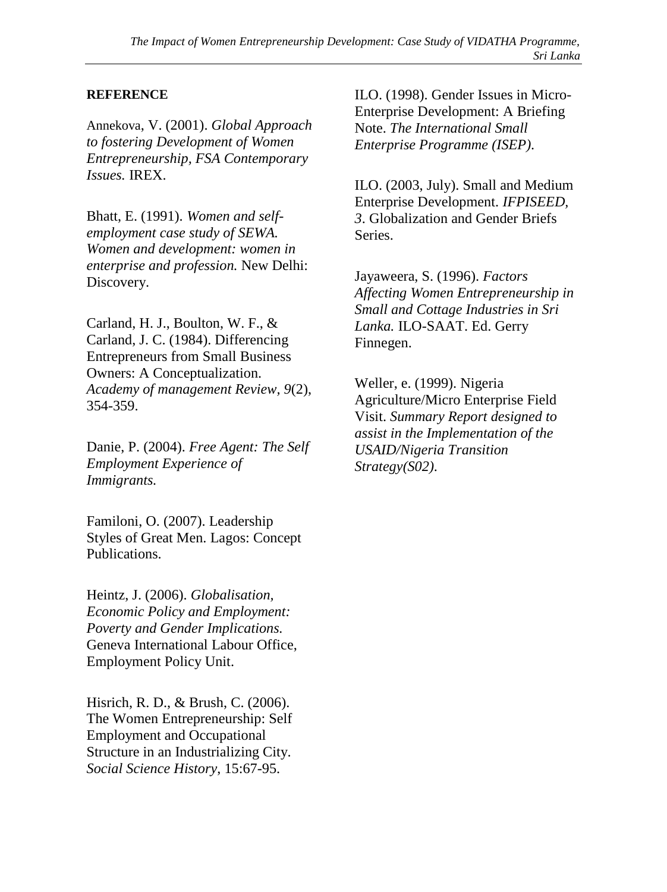**REFERENCE**

Annekova, V. (2001). *Global Approach to fostering Development of Women Entrepreneurship, FSA Contemporary Issues.* IREX.

Bhatt, E. (1991). *Women and self-employment case study of SEWA. Women and development: women in enterprise and profession.* New Delhi: Discovery.

Carland, H. J., Boulton, W. F., & Carland, J. C. (1984). Differencing Entrepreneurs from Small Business Owners: A Conceptualization. *Academy of management Review, 9*(2), 354-359.

Danie, P. (2004). *Free Agent: The Self Employment Experience of Immigrants.*

Familoni, O. (2007). Leadership Styles of Great Men. Lagos: Concept Publications.

Heintz, J. (2006). *Globalisation, Economic Policy and Employment: Poverty and Gender Implications.* Geneva International Labour Office, Employment Policy Unit.

Hisrich, R. D., & Brush, C. (2006). The Women Entrepreneurship: Self Employment and Occupational Structure in an Industrializing City. *Social Science History*, 15:67-95.

ILO. (1998). Gender Issues in Micro-Enterprise Development: A Briefing Note. *The International Small Enterprise Programme (ISEP).*

ILO. (2003, July). Small and Medium Enterprise Development. *IFPISEED, 3*. Globalization and Gender Briefs Series.

Jayaweera, S. (1996). *Factors Affecting Women Entrepreneurship in Small and Cottage Industries in Sri Lanka.* ILO-SAAT. Ed. Gerry Finnegen.

Weller, e. (1999). Nigeria Agriculture/Micro Enterprise Field Visit. *Summary Report designed to assist in the Implementation of the USAID/Nigeria Transition Strategy(S02).*